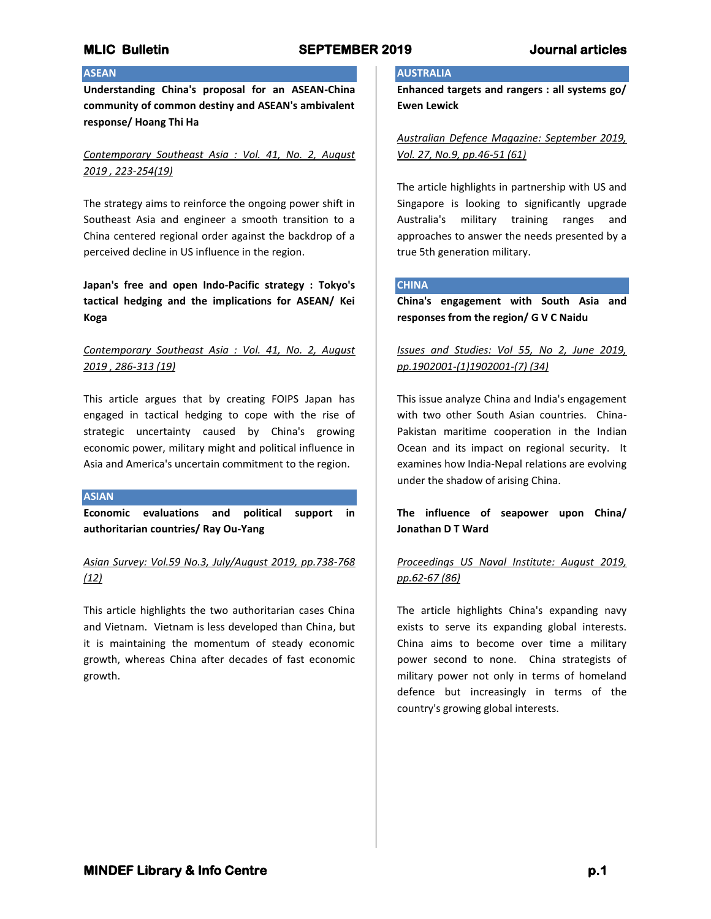## ASEAN

**Understanding China's proposal for an ASEAN-China community of common destiny and ASEAN's ambivalent response/ Hoang Thi Ha**

*Contemporary Southeast Asia : Vol. 41, No. 2, August 2019 , 223-254(19)*

The strategy aims to reinforce the ongoing power shift in Southeast Asia and engineer a smooth transition to a China centered regional order against the backdrop of a perceived decline in US influence in the region.

**Japan's free and open Indo-Pacific strategy : Tokyo's tactical hedging and the implications for ASEAN/ Kei Koga**

*Contemporary Southeast Asia : Vol. 41, No. 2, August 2019 , 286-313 (19)*

This article argues that by creating FOIPS Japan has engaged in tactical hedging to cope with the rise of strategic uncertainty caused by China's growing economic power, military might and political influence in Asia and America's uncertain commitment to the region.

## ASIAN

**Economic evaluations and political support in authoritarian countries/ Ray Ou-Yang**

*Asian Survey: Vol.59 No.3, July/August 2019, pp.738-768 (12)*

This article highlights the two authoritarian cases China and Vietnam. Vietnam is less developed than China, but it is maintaining the momentum of steady economic growth, whereas China after decades of fast economic growth.

## AUSTRALIA

**Enhanced targets and rangers : all systems go/ Ewen Lewick**

*Australian Defence Magazine: September 2019, Vol. 27, No.9, pp.46-51 (61)*

The article highlights in partnership with US and Singapore is looking to significantly upgrade Australia's military training ranges and approaches to answer the needs presented by a true 5th generation military.

## CHINA

**China's engagement with South Asia and responses from the region/ G V C Naidu**

*Issues and Studies: Vol 55, No 2, June 2019, pp.1902001-(1)1902001-(7) (34)*

This issue analyze China and India's engagement with two other South Asian countries. China-Pakistan maritime cooperation in the Indian Ocean and its impact on regional security. It examines how India-Nepal relations are evolving under the shadow of arising China.

**The influence of seapower upon China/ Jonathan D T Ward**

*Proceedings US Naval Institute: August 2019, pp.62-67 (86)*

The article highlights China's expanding navy exists to serve its expanding global interests. China aims to become over time a military power second to none. China strategists of military power not only in terms of homeland defence but increasingly in terms of the country's growing global interests.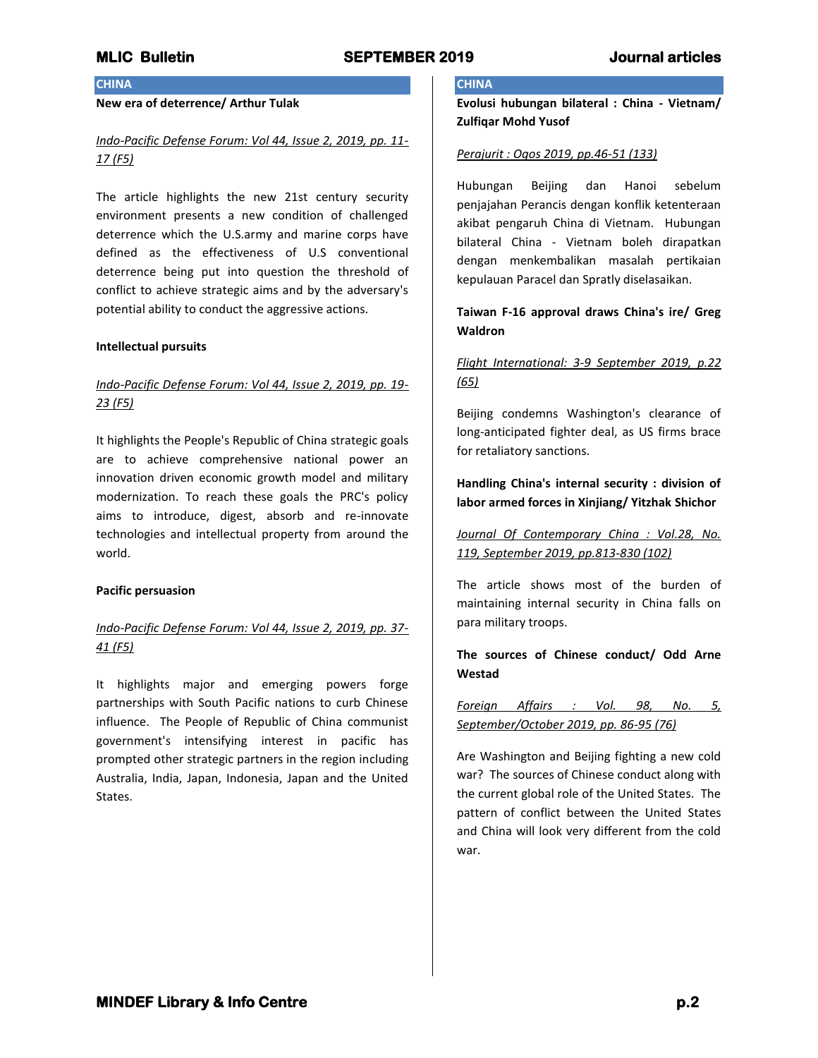## CHINA

**New era of deterrence/ Arthur Tulak**

*Indo-Pacific Defense Forum: Vol 44, Issue 2, 2019, pp. 11-17 (F5)*

The article highlights the new 21st century security environment presents a new condition of challenged deterrence which the U.S.army and marine corps have defined as the effectiveness of U.S conventional deterrence being put into question the threshold of conflict to achieve strategic aims and by the adversary's potential ability to conduct the aggressive actions.

**Intellectual pursuits**

*Indo-Pacific Defense Forum: Vol 44, Issue 2, 2019, pp. 19-23 (F5)*

It highlights the People's Republic of China strategic goals are to achieve comprehensive national power an innovation driven economic growth model and military modernization. To reach these goals the PRC's policy aims to introduce, digest, absorb and re-innovate technologies and intellectual property from around the world.

**Pacific persuasion**

*Indo-Pacific Defense Forum: Vol 44, Issue 2, 2019, pp. 37-41 (F5)*

It highlights major and emerging powers forge partnerships with South Pacific nations to curb Chinese influence. The People of Republic of China communist government's intensifying interest in pacific has prompted other strategic partners in the region including Australia, India, Japan, Indonesia, Japan and the United States.

## CHINA

**Evolusi hubungan bilateral : China - Vietnam/ Zulfiqar Mohd Yusof**

*Perajurit : Ogos 2019, pp.46-51 (133)*

Hubungan Beijing dan Hanoi sebelum penjajahan Perancis dengan konflik ketenteraan akibat pengaruh China di Vietnam. Hubungan bilateral China - Vietnam boleh dirapatkan dengan menkembalikan masalah pertikaian kepulauan Paracel dan Spratly diselasaikan.

**Taiwan F-16 approval draws China's ire/ Greg Waldron**

*Flight International: 3-9 September 2019, p.22 (65)*

Beijing condemns Washington's clearance of long-anticipated fighter deal, as US firms brace for retaliatory sanctions.

**Handling China's internal security : division of labor armed forces in Xinjiang/ Yitzhak Shichor**

*Journal Of Contemporary China : Vol.28, No. 119, September 2019, pp.813-830 (102)*

The article shows most of the burden of maintaining internal security in China falls on para military troops.

**The sources of Chinese conduct/ Odd Arne Westad**

*Foreign Affairs : Vol. 98, No. 5, September/October 2019, pp. 86-95 (76)*

Are Washington and Beijing fighting a new cold war? The sources of Chinese conduct along with the current global role of the United States. The pattern of conflict between the United States and China will look very different from the cold war.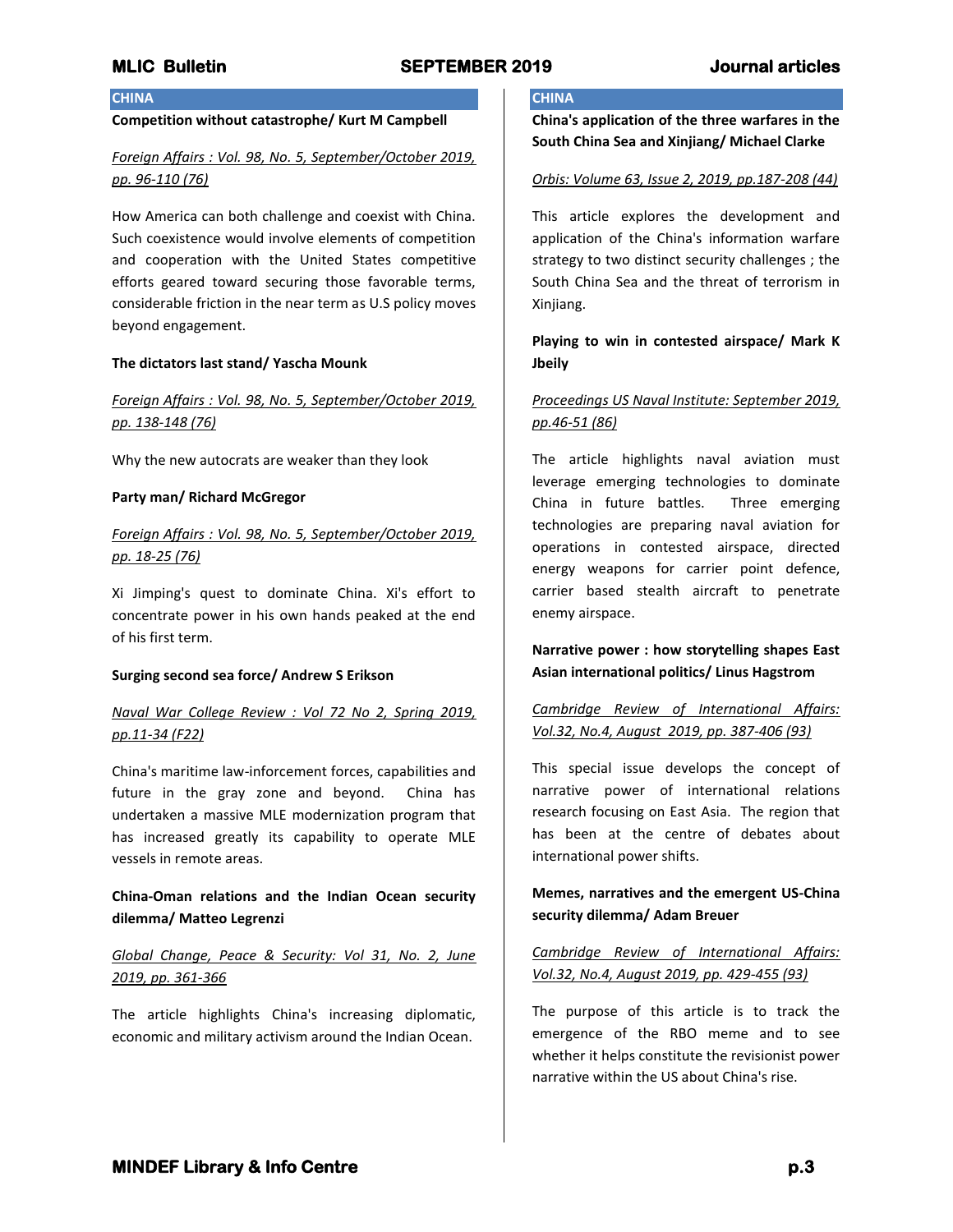## CHINA

**Competition without catastrophe/ Kurt M Campbell**

*Foreign Affairs : Vol. 98, No. 5, September/October 2019, pp. 96-110 (76)*

How America can both challenge and coexist with China. Such coexistence would involve elements of competition and cooperation with the United States competitive efforts geared toward securing those favorable terms, considerable friction in the near term as U.S policy moves beyond engagement.

**The dictators last stand/ Yascha Mounk**

*Foreign Affairs : Vol. 98, No. 5, September/October 2019, pp. 138-148 (76)*

Why the new autocrats are weaker than they look

**Party man/ Richard McGregor**

*Foreign Affairs : Vol. 98, No. 5, September/October 2019, pp. 18-25 (76)*

Xi Jimping's quest to dominate China. Xi's effort to concentrate power in his own hands peaked at the end of his first term.

**Surging second sea force/ Andrew S Erikson**

*Naval War College Review : Vol 72 No 2, Spring 2019, pp.11-34 (F22)*

China's maritime law-inforcement forces, capabilities and future in the gray zone and beyond. China has undertaken a massive MLE modernization program that has increased greatly its capability to operate MLE vessels in remote areas.

**China-Oman relations and the Indian Ocean security dilemma/ Matteo Legrenzi**

*Global Change, Peace & Security: Vol 31, No. 2, June 2019, pp. 361-366*

The article highlights China's increasing diplomatic, economic and military activism around the Indian Ocean.

## CHINA

**China's application of the three warfares in the South China Sea and Xinjiang/ Michael Clarke**

*Orbis: Volume 63, Issue 2, 2019, pp.187-208 (44)*

This article explores the development and application of the China's information warfare strategy to two distinct security challenges ; the South China Sea and the threat of terrorism in Xinjiang.

**Playing to win in contested airspace/ Mark K Jbeily**

*Proceedings US Naval Institute: September 2019, pp.46-51 (86)*

The article highlights naval aviation must leverage emerging technologies to dominate China in future battles. Three emerging technologies are preparing naval aviation for operations in contested airspace, directed energy weapons for carrier point defence, carrier based stealth aircraft to penetrate enemy airspace.

**Narrative power : how storytelling shapes East Asian international politics/ Linus Hagstrom**

*Cambridge Review of International Affairs: Vol.32, No.4, August 2019, pp. 387-406 (93)*

This special issue develops the concept of narrative power of international relations research focusing on East Asia. The region that has been at the centre of debates about international power shifts.

**Memes, narratives and the emergent US-China security dilemma/ Adam Breuer**

*Cambridge Review of International Affairs: Vol.32, No.4, August 2019, pp. 429-455 (93)*

The purpose of this article is to track the emergence of the RBO meme and to see whether it helps constitute the revisionist power narrative within the US about China's rise.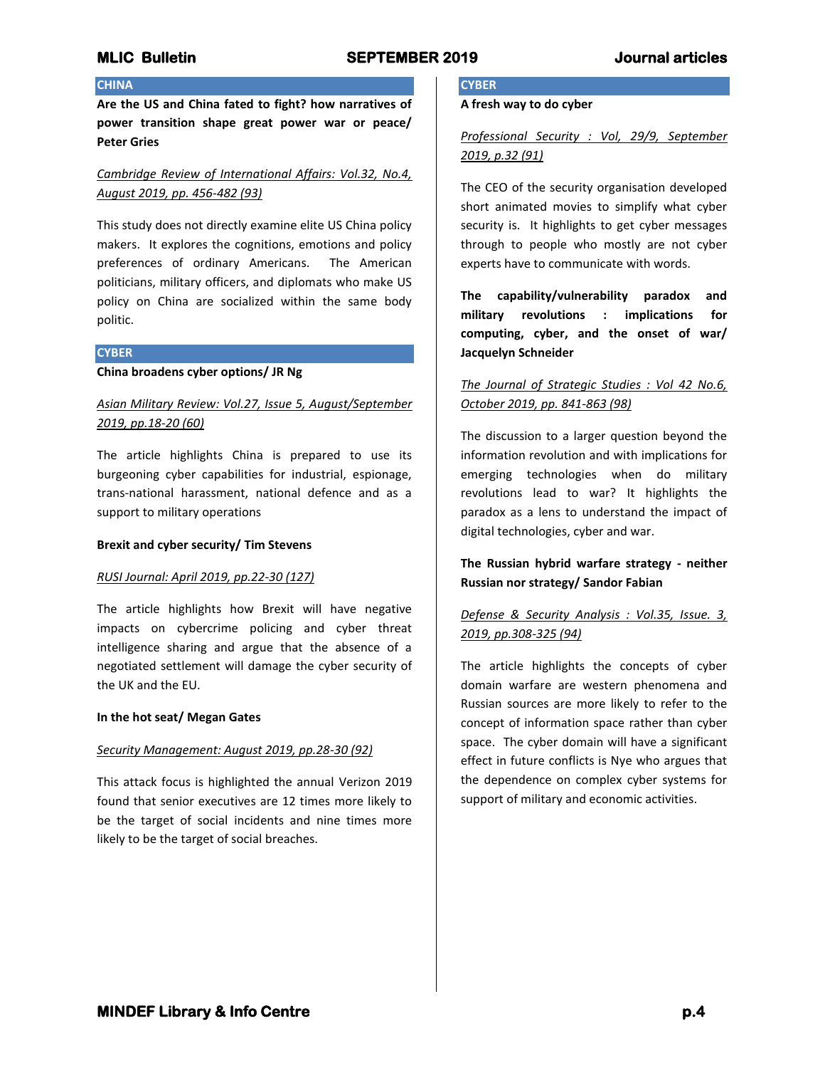## CHINA

**Are the US and China fated to fight? how narratives of power transition shape great power war or peace/ Peter Gries**

*Cambridge Review of International Affairs: Vol.32, No.4, August 2019, pp. 456-482 (93)*

This study does not directly examine elite US China policy makers. It explores the cognitions, emotions and policy preferences of ordinary Americans. The American politicians, military officers, and diplomats who make US policy on China are socialized within the same body politic.

## CYBER

**China broadens cyber options/ JR Ng**

*Asian Military Review: Vol.27, Issue 5, August/September 2019, pp.18-20 (60)*

The article highlights China is prepared to use its burgeoning cyber capabilities for industrial, espionage, trans-national harassment, national defence and as a support to military operations

**Brexit and cyber security/ Tim Stevens**

*RUSI Journal: April 2019, pp.22-30 (127)*

The article highlights how Brexit will have negative impacts on cybercrime policing and cyber threat intelligence sharing and argue that the absence of a negotiated settlement will damage the cyber security of the UK and the EU.

**In the hot seat/ Megan Gates**

*Security Management: August 2019, pp.28-30 (92)*

This attack focus is highlighted the annual Verizon 2019 found that senior executives are 12 times more likely to be the target of social incidents and nine times more likely to be the target of social breaches.

## CYBER

**A fresh way to do cyber**

*Professional Security : Vol, 29/9, September 2019, p.32 (91)*

The CEO of the security organisation developed short animated movies to simplify what cyber security is. It highlights to get cyber messages through to people who mostly are not cyber experts have to communicate with words.

**The capability/vulnerability paradox and military revolutions : implications for computing, cyber, and the onset of war/ Jacquelyn Schneider**

*The Journal of Strategic Studies : Vol 42 No.6, October 2019, pp. 841-863 (98)*

The discussion to a larger question beyond the information revolution and with implications for emerging technologies when do military revolutions lead to war? It highlights the paradox as a lens to understand the impact of digital technologies, cyber and war.

**The Russian hybrid warfare strategy - neither Russian nor strategy/ Sandor Fabian**

*Defense & Security Analysis : Vol.35, Issue. 3, 2019, pp.308-325 (94)*

The article highlights the concepts of cyber domain warfare are western phenomena and Russian sources are more likely to refer to the concept of information space rather than cyber space. The cyber domain will have a significant effect in future conflicts is Nye who argues that the dependence on complex cyber systems for support of military and economic activities.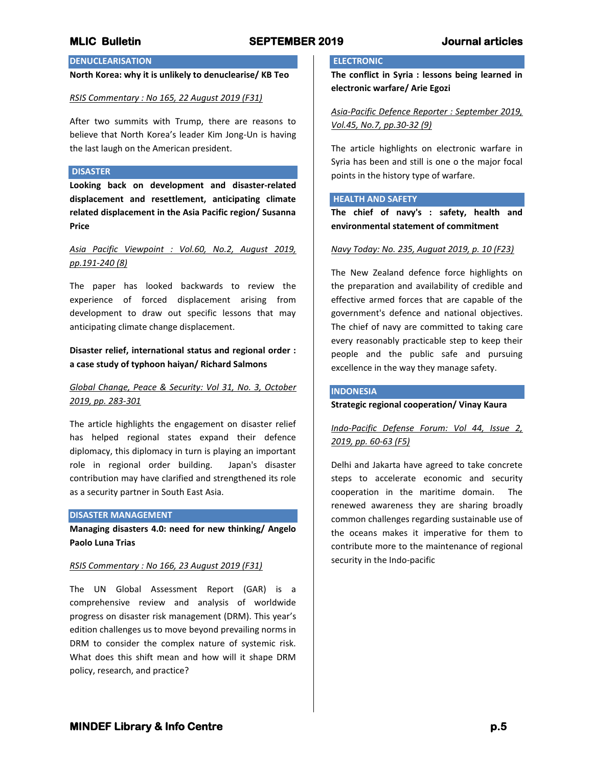## DENUCLEARISATION

**North Korea: why it is unlikely to denuclearise/ KB Teo**

*RSIS Commentary : No 165, 22 August 2019 (F31)*

After two summits with Trump, there are reasons to believe that North Korea's leader Kim Jong-Un is having the last laugh on the American president.

## DISASTER

**Looking back on development and disaster-related displacement and resettlement, anticipating climate related displacement in the Asia Pacific region/ Susanna Price**

*Asia Pacific Viewpoint : Vol.60, No.2, August 2019, pp.191-240 (8)*

The paper has looked backwards to review the experience of forced displacement arising from development to draw out specific lessons that may anticipating climate change displacement.

**Disaster relief, international status and regional order : a case study of typhoon haiyan/ Richard Salmons**

*Global Change, Peace & Security: Vol 31, No. 3, October 2019, pp. 283-301*

The article highlights the engagement on disaster relief has helped regional states expand their defence diplomacy, this diplomacy in turn is playing an important role in regional order building. Japan's disaster contribution may have clarified and strengthened its role as a security partner in South East Asia.

## DISASTER MANAGEMENT

**Managing disasters 4.0: need for new thinking/ Angelo Paolo Luna Trias**

*RSIS Commentary : No 166, 23 August 2019 (F31)*

The UN Global Assessment Report (GAR) is a comprehensive review and analysis of worldwide progress on disaster risk management (DRM). This year's edition challenges us to move beyond prevailing norms in DRM to consider the complex nature of systemic risk. What does this shift mean and how will it shape DRM policy, research, and practice?

## ELECTRONIC

**The conflict in Syria : lessons being learned in electronic warfare/ Arie Egozi**

*Asia-Pacific Defence Reporter : September 2019, Vol.45, No.7, pp.30-32 (9)*

The article highlights on electronic warfare in Syria has been and still is one o the major focal points in the history type of warfare.

## HEALTH AND SAFETY

**The chief of navy's : safety, health and environmental statement of commitment**

*Navy Today: No. 235, Augaut 2019, p. 10 (F23)*

The New Zealand defence force highlights on the preparation and availability of credible and effective armed forces that are capable of the government's defence and national objectives. The chief of navy are committed to taking care every reasonably practicable step to keep their people and the public safe and pursuing excellence in the way they manage safety.

## INDONESIA

**Strategic regional cooperation/ Vinay Kaura**

*Indo-Pacific Defense Forum: Vol 44, Issue 2, 2019, pp. 60-63 (F5)*

Delhi and Jakarta have agreed to take concrete steps to accelerate economic and security cooperation in the maritime domain. The renewed awareness they are sharing broadly common challenges regarding sustainable use of the oceans makes it imperative for them to contribute more to the maintenance of regional security in the Indo-pacific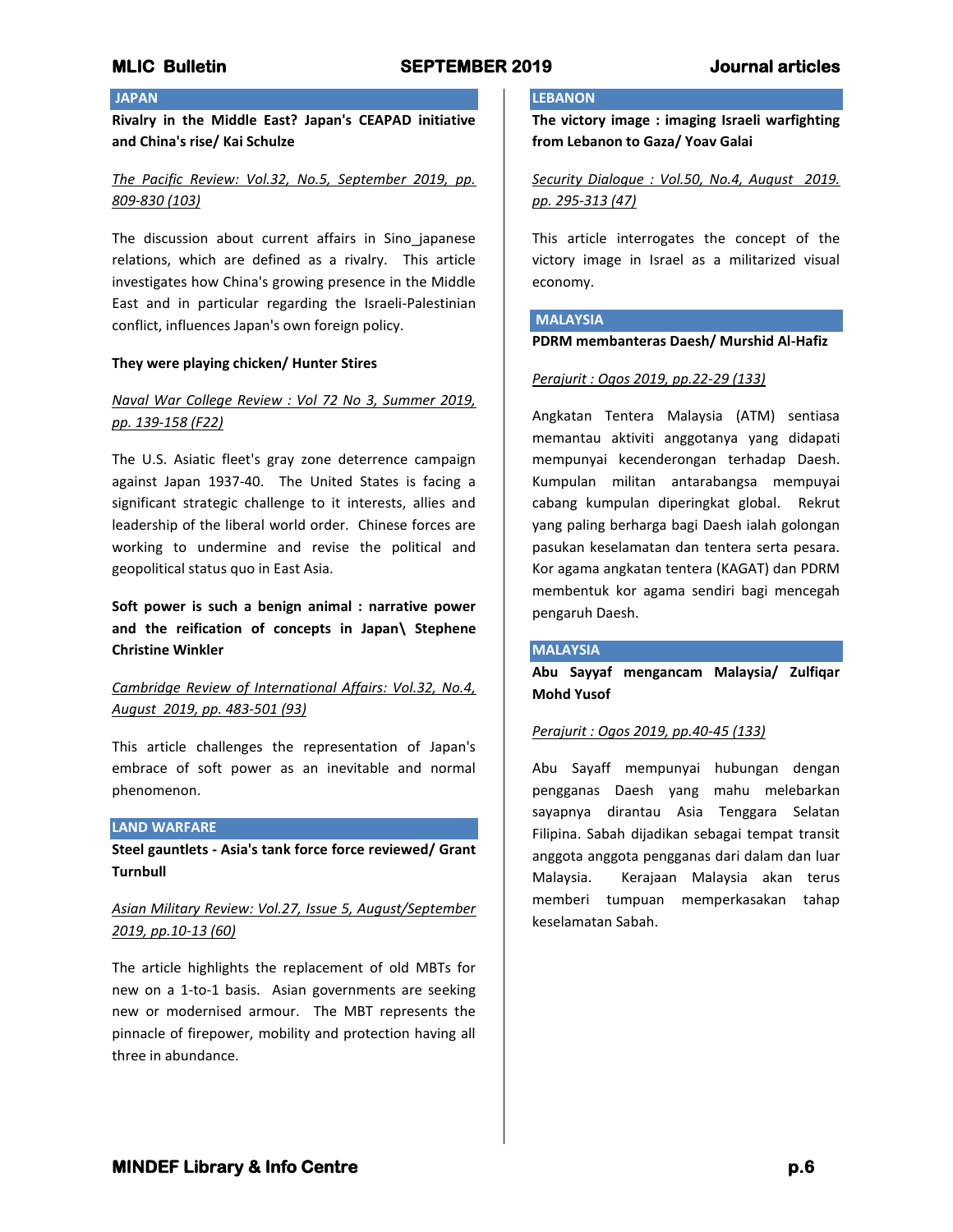## JAPAN

**Rivalry in the Middle East? Japan's CEAPAD initiative and China's rise/ Kai Schulze**

*The Pacific Review: Vol.32, No.5, September 2019, pp. 809-830 (103)*

The discussion about current affairs in Sino_japanese relations, which are defined as a rivalry. This article investigates how China's growing presence in the Middle East and in particular regarding the Israeli-Palestinian conflict, influences Japan's own foreign policy.

**They were playing chicken/ Hunter Stires**

*Naval War College Review : Vol 72 No 3, Summer 2019, pp. 139-158 (F22)*

The U.S. Asiatic fleet's gray zone deterrence campaign against Japan 1937-40. The United States is facing a significant strategic challenge to it interests, allies and leadership of the liberal world order. Chinese forces are working to undermine and revise the political and geopolitical status quo in East Asia.

**Soft power is such a benign animal : narrative power and the reification of concepts in Japan\ Stephene Christine Winkler**

*Cambridge Review of International Affairs: Vol.32, No.4, August 2019, pp. 483-501 (93)*

This article challenges the representation of Japan's embrace of soft power as an inevitable and normal phenomenon.

## LAND WARFARE

**Steel gauntlets - Asia's tank force force reviewed/ Grant Turnbull**

*Asian Military Review: Vol.27, Issue 5, August/September 2019, pp.10-13 (60)*

The article highlights the replacement of old MBTs for new on a 1-to-1 basis. Asian governments are seeking new or modernised armour. The MBT represents the pinnacle of firepower, mobility and protection having all three in abundance.

## LEBANON

**The victory image : imaging Israeli warfighting from Lebanon to Gaza/ Yoav Galai**

*Security Dialogue : Vol.50, No.4, August 2019. pp. 295-313 (47)*

This article interrogates the concept of the victory image in Israel as a militarized visual economy.

## MALAYSIA

**PDRM membanteras Daesh/ Murshid Al-Hafiz**

*Perajurit : Ogos 2019, pp.22-29 (133)*

Angkatan Tentera Malaysia (ATM) sentiasa memantau aktiviti anggotanya yang didapati mempunyai kecenderongan terhadap Daesh. Kumpulan militan antarabangsa mempuyai cabang kumpulan diperingkat global. Rekrut yang paling berharga bagi Daesh ialah golongan pasukan keselamatan dan tentera serta pesara. Kor agama angkatan tentera (KAGAT) dan PDRM membentuk kor agama sendiri bagi mencegah pengaruh Daesh.

## MALAYSIA

**Abu Sayyaf mengancam Malaysia/ Zulfiqar Mohd Yusof**

*Perajurit : Ogos 2019, pp.40-45 (133)*

Abu Sayaff mempunyai hubungan dengan pengganas Daesh yang mahu melebarkan sayapnya dirantau Asia Tenggara Selatan Filipina. Sabah dijadikan sebagai tempat transit anggota anggota pengganas dari dalam dan luar Malaysia. Kerajaan Malaysia akan terus memberi tumpuan memperkasakan tahap keselamatan Sabah.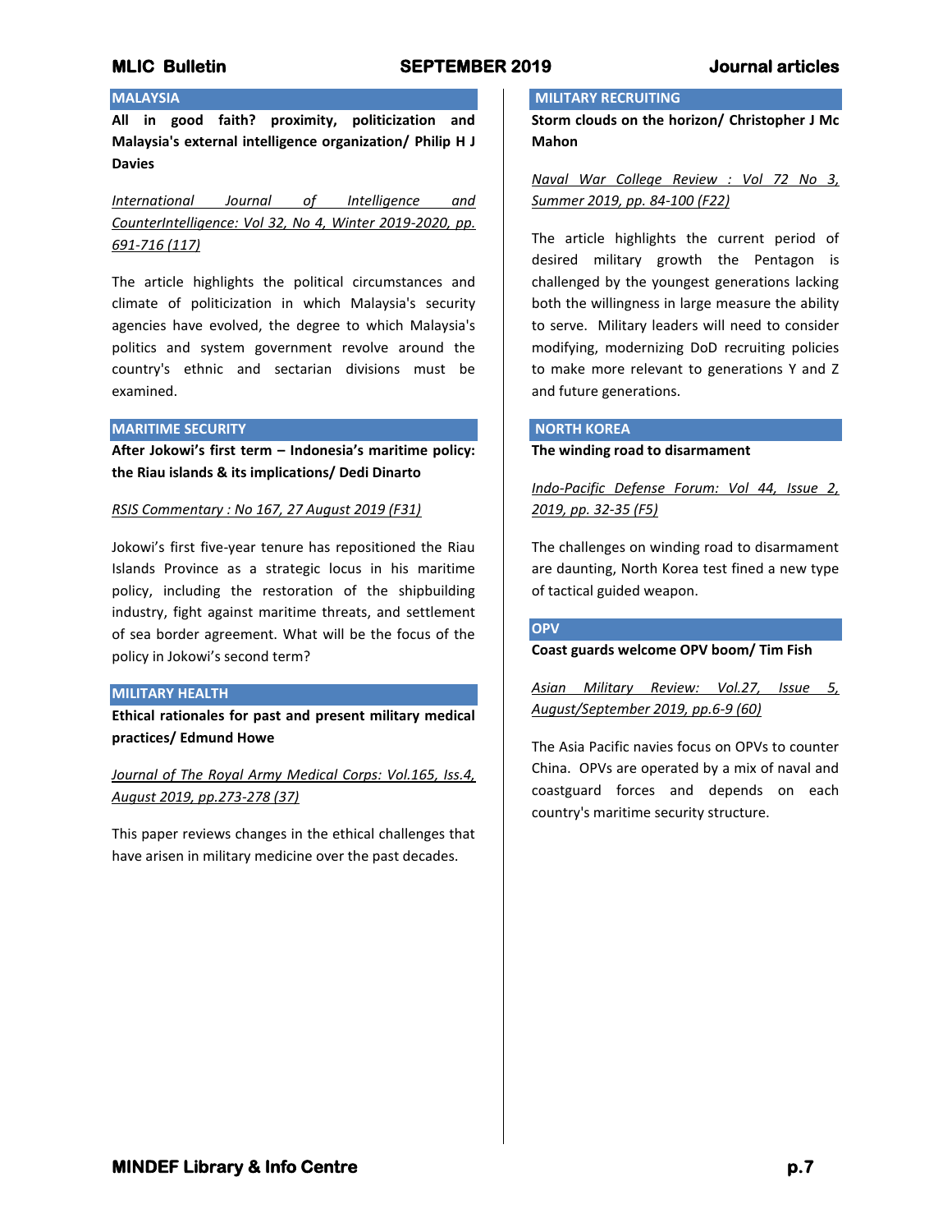## MALAYSIA

**All in good faith? proximity, politicization and Malaysia's external intelligence organization/ Philip H J Davies**

*International Journal of Intelligence and CounterIntelligence: Vol 32, No 4, Winter 2019-2020, pp. 691-716 (117)*

The article highlights the political circumstances and climate of politicization in which Malaysia's security agencies have evolved, the degree to which Malaysia's politics and system government revolve around the country's ethnic and sectarian divisions must be examined.

## MARITIME SECURITY

**After Jokowi's first term – Indonesia's maritime policy: the Riau islands & its implications/ Dedi Dinarto**

*RSIS Commentary : No 167, 27 August 2019 (F31)*

Jokowi's first five-year tenure has repositioned the Riau Islands Province as a strategic locus in his maritime policy, including the restoration of the shipbuilding industry, fight against maritime threats, and settlement of sea border agreement. What will be the focus of the policy in Jokowi's second term?

## MILITARY HEALTH

**Ethical rationales for past and present military medical practices/ Edmund Howe**

*Journal of The Royal Army Medical Corps: Vol.165, Iss.4, August 2019, pp.273-278 (37)*

This paper reviews changes in the ethical challenges that have arisen in military medicine over the past decades.

## MILITARY RECRUITING

**Storm clouds on the horizon/ Christopher J Mc Mahon**

*Naval War College Review : Vol 72 No 3, Summer 2019, pp. 84-100 (F22)*

The article highlights the current period of desired military growth the Pentagon is challenged by the youngest generations lacking both the willingness in large measure the ability to serve. Military leaders will need to consider modifying, modernizing DoD recruiting policies to make more relevant to generations Y and Z and future generations.

## NORTH KOREA

**The winding road to disarmament**

*Indo-Pacific Defense Forum: Vol 44, Issue 2, 2019, pp. 32-35 (F5)*

The challenges on winding road to disarmament are daunting, North Korea test fined a new type of tactical guided weapon.

## OPV

**Coast guards welcome OPV boom/ Tim Fish**

*Asian Military Review: Vol.27, Issue 5, August/September 2019, pp.6-9 (60)*

The Asia Pacific navies focus on OPVs to counter China. OPVs are operated by a mix of naval and coastguard forces and depends on each country's maritime security structure.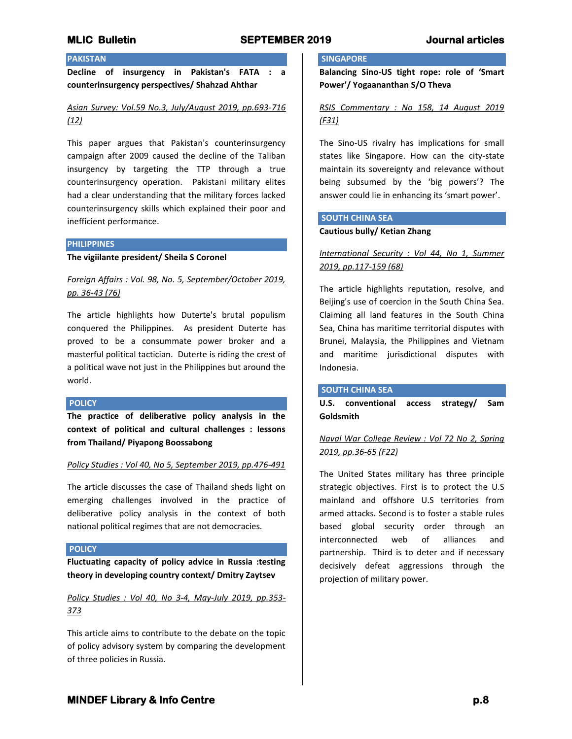## PAKISTAN

**Decline of insurgency in Pakistan's FATA : a counterinsurgency perspectives/ Shahzad Ahthar**

*Asian Survey: Vol.59 No.3, July/August 2019, pp.693-716 (12)*

This paper argues that Pakistan's counterinsurgency campaign after 2009 caused the decline of the Taliban insurgency by targeting the TTP through a true counterinsurgency operation. Pakistani military elites had a clear understanding that the military forces lacked counterinsurgency skills which explained their poor and inefficient performance.

## PHILIPPINES

**The vigiilante president/ Sheila S Coronel**

*Foreign Affairs : Vol. 98, No. 5, September/October 2019, pp. 36-43 (76)*

The article highlights how Duterte's brutal populism conquered the Philippines. As president Duterte has proved to be a consummate power broker and a masterful political tactician. Duterte is riding the crest of a political wave not just in the Philippines but around the world.

## POLICY

**The practice of deliberative policy analysis in the context of political and cultural challenges : lessons from Thailand/ Piyapong Boossabong**

*Policy Studies : Vol 40, No 5, September 2019, pp.476-491*

The article discusses the case of Thailand sheds light on emerging challenges involved in the practice of deliberative policy analysis in the context of both national political regimes that are not democracies.

## POLICY

**Fluctuating capacity of policy advice in Russia :testing theory in developing country context/ Dmitry Zaytsev**

*Policy Studies : Vol 40, No 3-4, May-July 2019, pp.353-373*

This article aims to contribute to the debate on the topic of policy advisory system by comparing the development of three policies in Russia.

## SINGAPORE

**Balancing Sino-US tight rope: role of 'Smart Power'/ Yogaananthan S/O Theva**

*RSIS Commentary : No 158, 14 August 2019 (F31)*

The Sino-US rivalry has implications for small states like Singapore. How can the city-state maintain its sovereignty and relevance without being subsumed by the 'big powers'? The answer could lie in enhancing its 'smart power'.

## SOUTH CHINA SEA

**Cautious bully/ Ketian Zhang**

*International Security : Vol 44, No 1, Summer 2019, pp.117-159 (68)*

The article highlights reputation, resolve, and Beijing's use of coercion in the South China Sea. Claiming all land features in the South China Sea, China has maritime territorial disputes with Brunei, Malaysia, the Philippines and Vietnam and maritime jurisdictional disputes with Indonesia.

## SOUTH CHINA SEA

**U.S. conventional access strategy/ Sam Goldsmith**

*Naval War College Review : Vol 72 No 2, Spring 2019, pp.36-65 (F22)*

The United States military has three principle strategic objectives. First is to protect the U.S mainland and offshore U.S territories from armed attacks. Second is to foster a stable rules based global security order through an interconnected web of alliances and partnership. Third is to deter and if necessary decisively defeat aggressions through the projection of military power.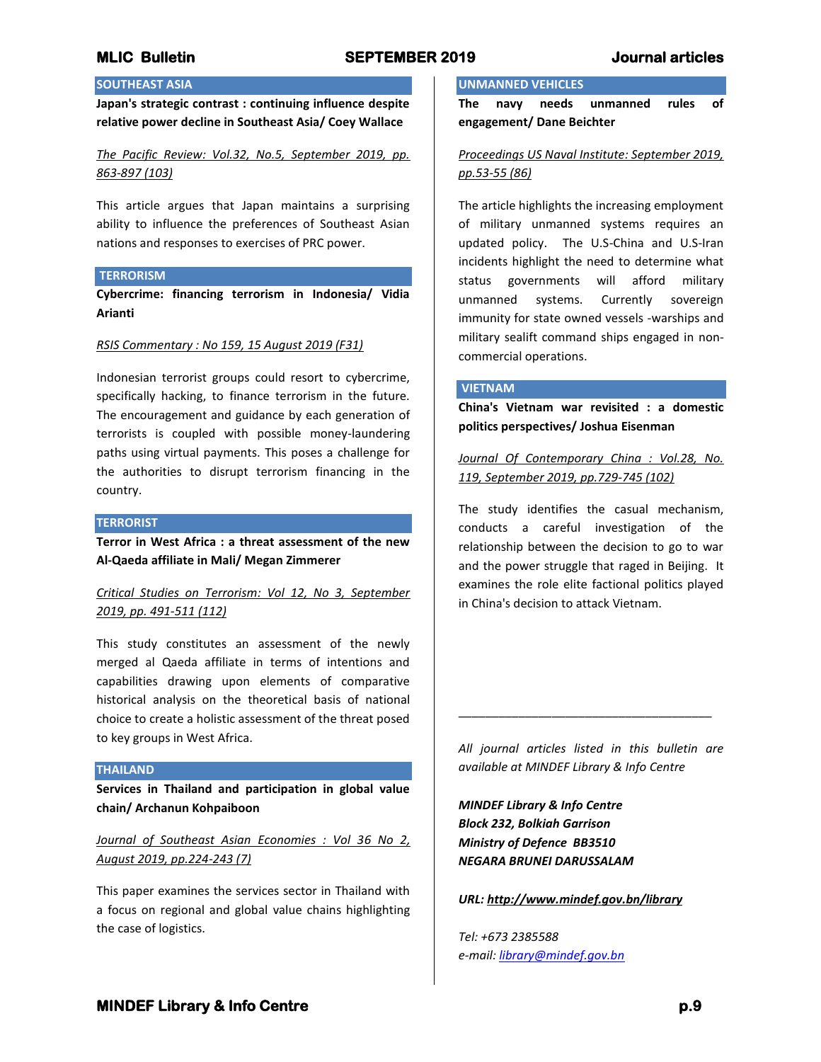## SOUTHEAST ASIA

**Japan's strategic contrast : continuing influence despite relative power decline in Southeast Asia/ Coey Wallace**

*The Pacific Review: Vol.32, No.5, September 2019, pp. 863-897 (103)*

This article argues that Japan maintains a surprising ability to influence the preferences of Southeast Asian nations and responses to exercises of PRC power.

## TERRORISM

**Cybercrime: financing terrorism in Indonesia/ Vidia Arianti**

*RSIS Commentary : No 159, 15 August 2019 (F31)*

Indonesian terrorist groups could resort to cybercrime, specifically hacking, to finance terrorism in the future. The encouragement and guidance by each generation of terrorists is coupled with possible money-laundering paths using virtual payments. This poses a challenge for the authorities to disrupt terrorism financing in the country.

## TERRORIST

**Terror in West Africa : a threat assessment of the new Al-Qaeda affiliate in Mali/ Megan Zimmerer**

*Critical Studies on Terrorism: Vol 12, No 3, September 2019, pp. 491-511 (112)*

This study constitutes an assessment of the newly merged al Qaeda affiliate in terms of intentions and capabilities drawing upon elements of comparative historical analysis on the theoretical basis of national choice to create a holistic assessment of the threat posed to key groups in West Africa.

## THAILAND

**Services in Thailand and participation in global value chain/ Archanun Kohpaiboon**

*Journal of Southeast Asian Economies : Vol 36 No 2, August 2019, pp.224-243 (7)*

This paper examines the services sector in Thailand with a focus on regional and global value chains highlighting the case of logistics.

## UNMANNED VEHICLES

**The navy needs unmanned rules of engagement/ Dane Beichter**

*Proceedings US Naval Institute: September 2019, pp.53-55 (86)*

The article highlights the increasing employment of military unmanned systems requires an updated policy. The U.S-China and U.S-Iran incidents highlight the need to determine what status governments will afford military unmanned systems. Currently sovereign immunity for state owned vessels -warships and military sealift command ships engaged in non-commercial operations.

## VIETNAM

**China's Vietnam war revisited : a domestic politics perspectives/ Joshua Eisenman**

*Journal Of Contemporary China : Vol.28, No. 119, September 2019, pp.729-745 (102)*

The study identifies the casual mechanism, conducts a careful investigation of the relationship between the decision to go to war and the power struggle that raged in Beijing. It examines the role elite factional politics played in China's decision to attack Vietnam.

---

*All journal articles listed in this bulletin are available at MINDEF Library & Info Centre*

***MINDEF Library & Info Centre***
***Block 232, Bolkiah Garrison***
***Ministry of Defence BB3510***
***NEGARA BRUNEI DARUSSALAM***

*URL:* ***http://www.mindef.gov.bn/library***

*Tel: +673 2385588*
*e-mail: library@mindef.gov.bn*